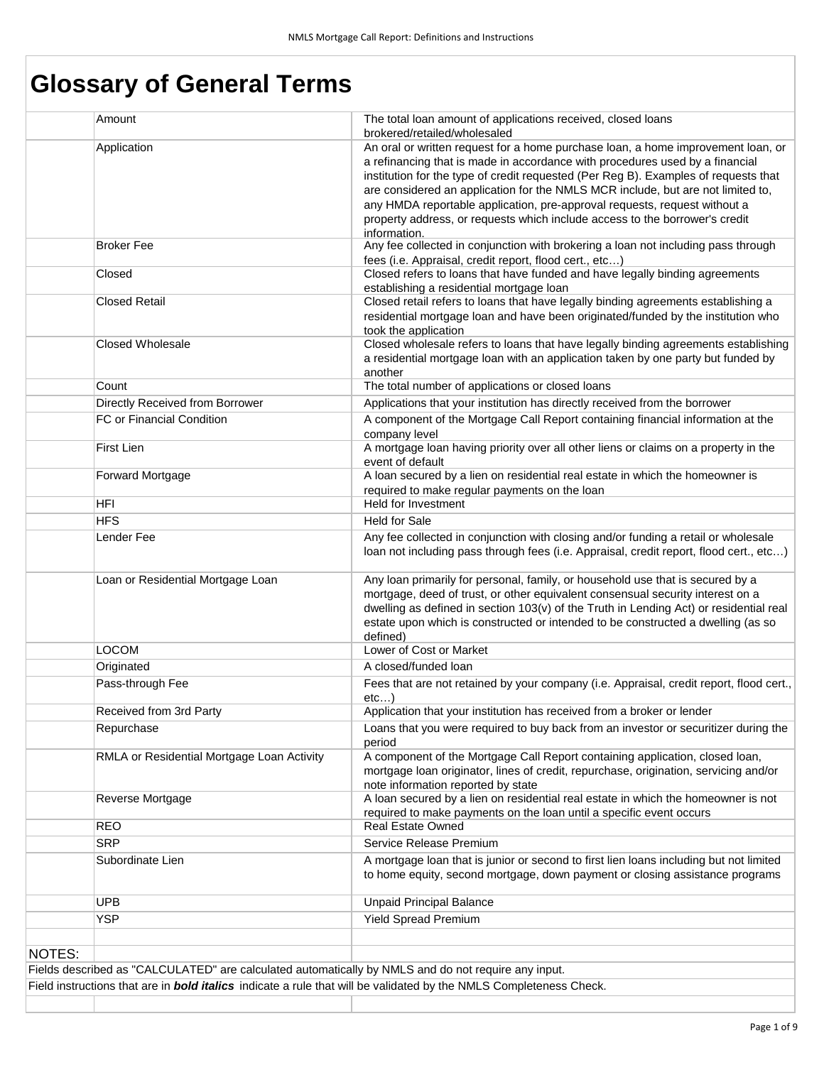# Glossary of General Terms

| Term | Definition |
|---|---|
| Amount | The total loan amount of applications received, closed loans brokered/retailed/wholesaled |
| Application | An oral or written request for a home purchase loan, a home improvement loan, or a refinancing that is made in accordance with procedures used by a financial institution for the type of credit requested (Per Reg B). Examples of requests that are considered an application for the NMLS MCR include, but are not limited to, any HMDA reportable application, pre-approval requests, request without a property address, or requests which include access to the borrower's credit information. |
| Broker Fee | Any fee collected in conjunction with brokering a loan not including pass through fees (i.e. Appraisal, credit report, flood cert., etc…) |
| Closed | Closed refers to loans that have funded and have legally binding agreements establishing a residential mortgage loan |
| Closed Retail | Closed retail refers to loans that have legally binding agreements establishing a residential mortgage loan and have been originated/funded by the institution who took the application |
| Closed Wholesale | Closed wholesale refers to loans that have legally binding agreements establishing a residential mortgage loan with an application taken by one party but funded by another |
| Count | The total number of applications or closed loans |
| Directly Received from Borrower | Applications that your institution has directly received from the borrower |
| FC or Financial Condition | A component of the Mortgage Call Report containing financial information at the company level |
| First Lien | A mortgage loan having priority over all other liens or claims on a property in the event of default |
| Forward Mortgage | A loan secured by a lien on residential real estate in which the homeowner is required to make regular payments on the loan |
| HFI | Held for Investment |
| HFS | Held for Sale |
| Lender Fee | Any fee collected in conjunction with closing and/or funding a retail or wholesale loan not including pass through fees (i.e. Appraisal, credit report, flood cert., etc…) |
| Loan or Residential Mortgage Loan | Any loan primarily for personal, family, or household use that is secured by a mortgage, deed of trust, or other equivalent consensual security interest on a dwelling as defined in section 103(v) of the Truth in Lending Act) or residential real estate upon which is constructed or intended to be constructed a dwelling (as so defined) |
| LOCOM | Lower of Cost or Market |
| Originated | A closed/funded loan |
| Pass-through Fee | Fees that are not retained by your company (i.e. Appraisal, credit report, flood cert., etc…) |
| Received from 3rd Party | Application that your institution has received from a broker or lender |
| Repurchase | Loans that you were required to buy back from an investor or securitizer during the period |
| RMLA or Residential Mortgage Loan Activity | A component of the Mortgage Call Report containing application, closed loan, mortgage loan originator, lines of credit, repurchase, origination, servicing and/or note information reported by state |
| Reverse Mortgage | A loan secured by a lien on residential real estate in which the homeowner is not required to make payments on the loan until a specific event occurs |
| REO | Real Estate Owned |
| SRP | Service Release Premium |
| Subordinate Lien | A mortgage loan that is junior or second to first lien loans including but not limited to home equity, second mortgage, down payment or closing assistance programs |
| UPB | Unpaid Principal Balance |
| YSP | Yield Spread Premium |

NOTES:

Fields described as "CALCULATED" are calculated automatically by NMLS and do not require any input.

Field instructions that are in ***bold italics*** indicate a rule that will be validated by the NMLS Completeness Check.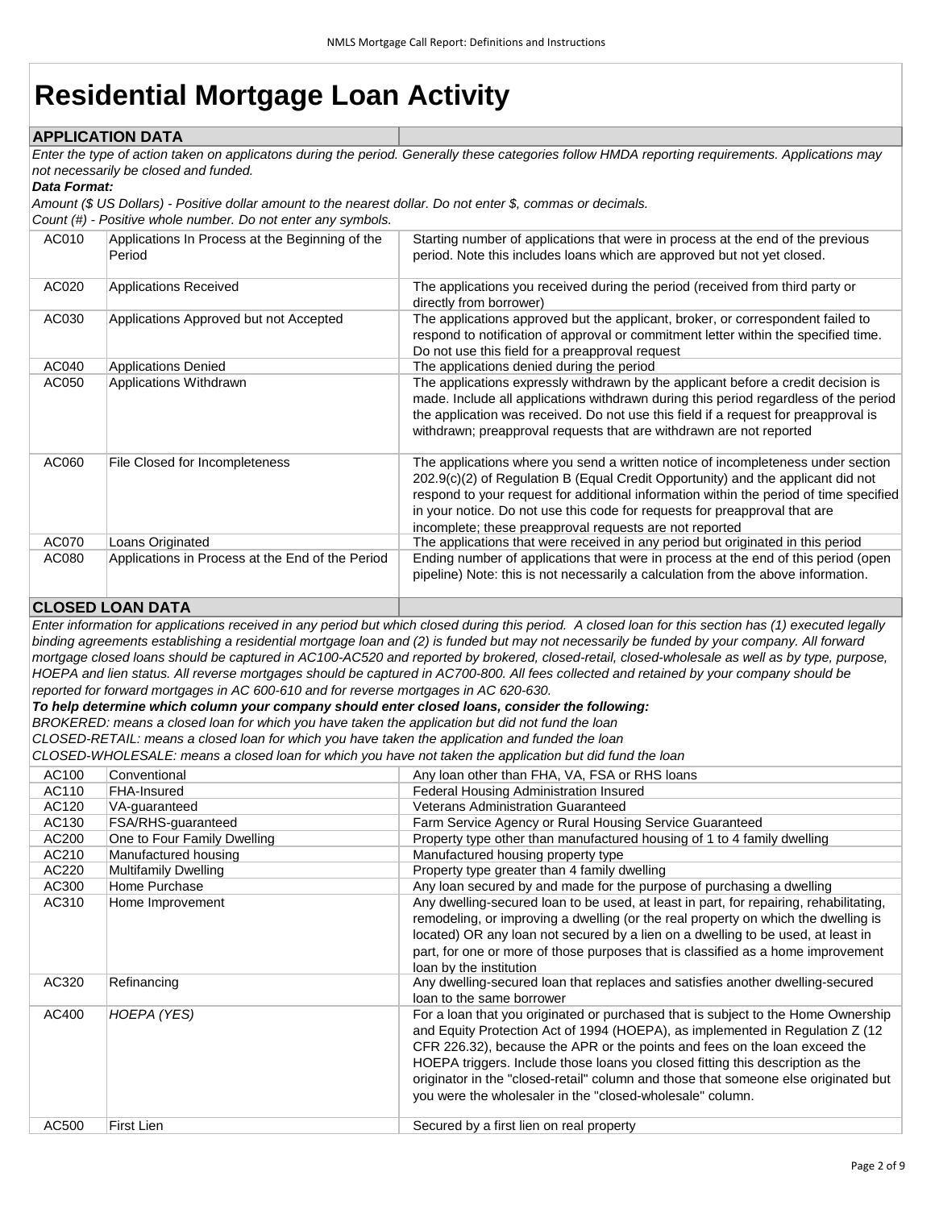# Residential Mortgage Loan Activity

| APPLICATION DATA | | |
|---|---|---|

*Enter the type of action taken on applicatons during the period. Generally these categories follow HMDA reporting requirements. Applications may not necessarily be closed and funded.*

***Data Format:***

*Amount ($ US Dollars) - Positive dollar amount to the nearest dollar. Do not enter $, commas or decimals.*

*Count (#) - Positive whole number. Do not enter any symbols.*

| Code | Item | Definition |
|---|---|---|
| AC010 | Applications In Process at the Beginning of the Period | Starting number of applications that were in process at the end of the previous period. Note this includes loans which are approved but not yet closed. |
| AC020 | Applications Received | The applications you received during the period (received from third party or directly from borrower) |
| AC030 | Applications Approved but not Accepted | The applications approved but the applicant, broker, or correspondent failed to respond to notification of approval or commitment letter within the specified time. Do not use this field for a preapproval request |
| AC040 | Applications Denied | The applications denied during the period |
| AC050 | Applications Withdrawn | The applications expressly withdrawn by the applicant before a credit decision is made. Include all applications withdrawn during this period regardless of the period the application was received. Do not use this field if a request for preapproval is withdrawn; preapproval requests that are withdrawn are not reported |
| AC060 | File Closed for Incompleteness | The applications where you send a written notice of incompleteness under section 202.9(c)(2) of Regulation B (Equal Credit Opportunity) and the applicant did not respond to your request for additional information within the period of time specified in your notice. Do not use this code for requests for preapproval that are incomplete; these preapproval requests are not reported |
| AC070 | Loans Originated | The applications that were received in any period but originated in this period |
| AC080 | Applications in Process at the End of the Period | Ending number of applications that were in process at the end of this period (open pipeline) Note: this is not necessarily a calculation from the above information. |

| CLOSED LOAN DATA | | |
|---|---|---|

*Enter information for applications received in any period but which closed during this period. A closed loan for this section has (1) executed legally binding agreements establishing a residential mortgage loan and (2) is funded but may not necessarily be funded by your company. All forward mortgage closed loans should be captured in AC100-AC520 and reported by brokered, closed-retail, closed-wholesale as well as by type, purpose, HOEPA and lien status. All reverse mortgages should be captured in AC700-800. All fees collected and retained by your company should be reported for forward mortgages in AC 600-610 and for reverse mortgages in AC 620-630.*

***To help determine which column your company should enter closed loans, consider the following:***

*BROKERED: means a closed loan for which you have taken the application but did not fund the loan*

*CLOSED-RETAIL: means a closed loan for which you have taken the application and funded the loan*

*CLOSED-WHOLESALE: means a closed loan for which you have not taken the application but did fund the loan*

| Code | Item | Definition |
|---|---|---|
| AC100 | Conventional | Any loan other than FHA, VA, FSA or RHS loans |
| AC110 | FHA-Insured | Federal Housing Administration Insured |
| AC120 | VA-guaranteed | Veterans Administration Guaranteed |
| AC130 | FSA/RHS-guaranteed | Farm Service Agency or Rural Housing Service Guaranteed |
| AC200 | One to Four Family Dwelling | Property type other than manufactured housing of 1 to 4 family dwelling |
| AC210 | Manufactured housing | Manufactured housing property type |
| AC220 | Multifamily Dwelling | Property type greater than 4 family dwelling |
| AC300 | Home Purchase | Any loan secured by and made for the purpose of purchasing a dwelling |
| AC310 | Home Improvement | Any dwelling-secured loan to be used, at least in part, for repairing, rehabilitating, remodeling, or improving a dwelling (or the real property on which the dwelling is located) OR any loan not secured by a lien on a dwelling to be used, at least in part, for one or more of those purposes that is classified as a home improvement loan by the institution |
| AC320 | Refinancing | Any dwelling-secured loan that replaces and satisfies another dwelling-secured loan to the same borrower |
| AC400 | *HOEPA (YES)* | For a loan that you originated or purchased that is subject to the Home Ownership and Equity Protection Act of 1994 (HOEPA), as implemented in Regulation Z (12 CFR 226.32), because the APR or the points and fees on the loan exceed the HOEPA triggers. Include those loans you closed fitting this description as the originator in the "closed-retail" column and those that someone else originated but you were the wholesaler in the "closed-wholesale" column. |
| AC500 | First Lien | Secured by a first lien on real property |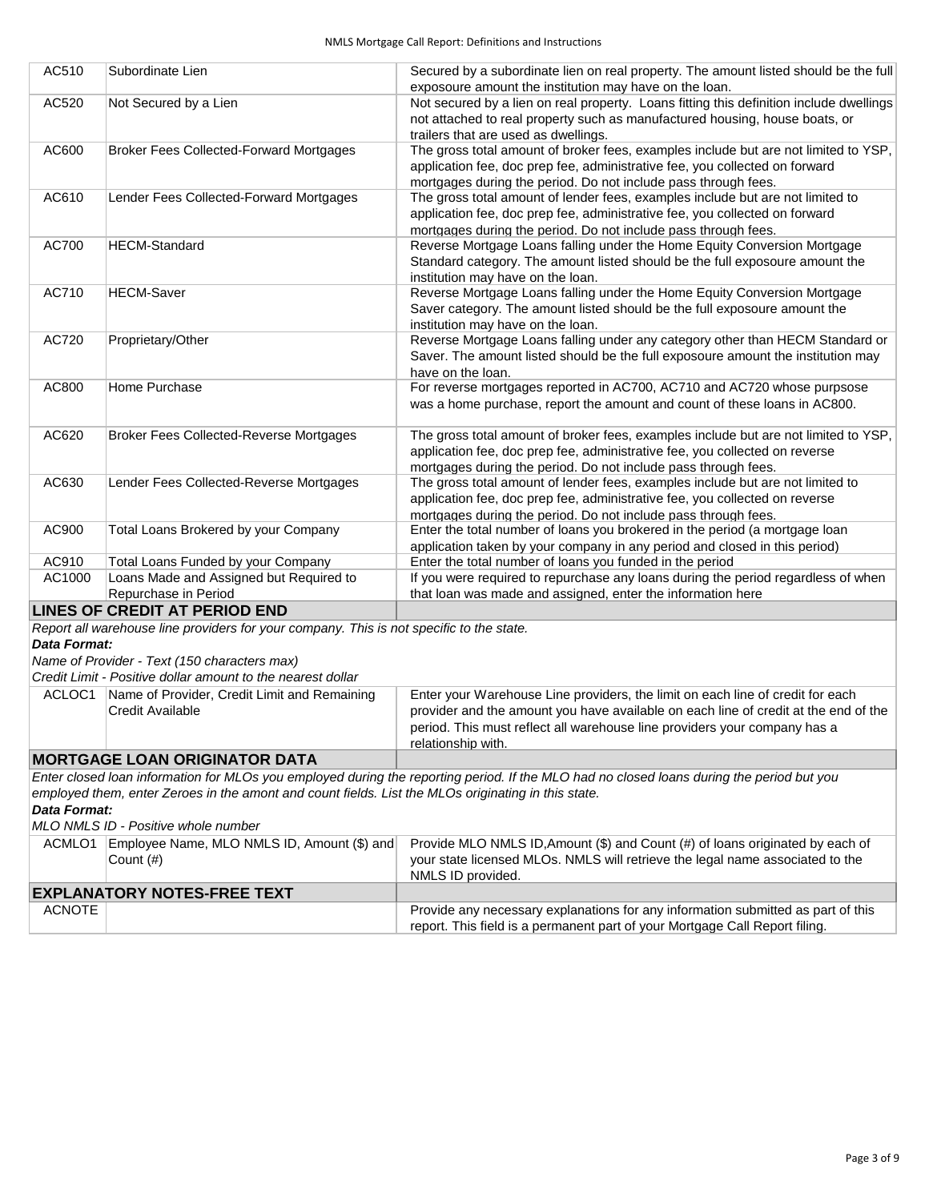| | | |
|---|---|---|
| AC510 | Subordinate Lien | Secured by a subordinate lien on real property. The amount listed should be the full exposoure amount the institution may have on the loan. |
| AC520 | Not Secured by a Lien | Not secured by a lien on real property. Loans fitting this definition include dwellings not attached to real property such as manufactured housing, house boats, or trailers that are used as dwellings. |
| AC600 | Broker Fees Collected-Forward Mortgages | The gross total amount of broker fees, examples include but are not limited to YSP, application fee, doc prep fee, administrative fee, you collected on forward mortgages during the period. Do not include pass through fees. |
| AC610 | Lender Fees Collected-Forward Mortgages | The gross total amount of lender fees, examples include but are not limited to application fee, doc prep fee, administrative fee, you collected on forward mortgages during the period. Do not include pass through fees. |
| AC700 | HECM-Standard | Reverse Mortgage Loans falling under the Home Equity Conversion Mortgage Standard category. The amount listed should be the full exposoure amount the institution may have on the loan. |
| AC710 | HECM-Saver | Reverse Mortgage Loans falling under the Home Equity Conversion Mortgage Saver category. The amount listed should be the full exposoure amount the institution may have on the loan. |
| AC720 | Proprietary/Other | Reverse Mortgage Loans falling under any category other than HECM Standard or Saver. The amount listed should be the full exposoure amount the institution may have on the loan. |
| AC800 | Home Purchase | For reverse mortgages reported in AC700, AC710 and AC720 whose purpsose was a home purchase, report the amount and count of these loans in AC800. |
| AC620 | Broker Fees Collected-Reverse Mortgages | The gross total amount of broker fees, examples include but are not limited to YSP, application fee, doc prep fee, administrative fee, you collected on reverse mortgages during the period. Do not include pass through fees. |
| AC630 | Lender Fees Collected-Reverse Mortgages | The gross total amount of lender fees, examples include but are not limited to application fee, doc prep fee, administrative fee, you collected on reverse mortgages during the period. Do not include pass through fees. |
| AC900 | Total Loans Brokered by your Company | Enter the total number of loans you brokered in the period (a mortgage loan application taken by your company in any period and closed in this period) |
| AC910 | Total Loans Funded by your Company | Enter the total number of loans you funded in the period |
| AC1000 | Loans Made and Assigned but Required to Repurchase in Period | If you were required to repurchase any loans during the period regardless of when that loan was made and assigned, enter the information here |

## LINES OF CREDIT AT PERIOD END

*Report all warehouse line providers for your company. This is not specific to the state.*

***Data Format:***

*Name of Provider - Text (150 characters max)*

*Credit Limit - Positive dollar amount to the nearest dollar*

| | | |
|---|---|---|
| ACLOC1 | Name of Provider, Credit Limit and Remaining Credit Available | Enter your Warehouse Line providers, the limit on each line of credit for each provider and the amount you have available on each line of credit at the end of the period. This must reflect all warehouse line providers your company has a relationship with. |

## MORTGAGE LOAN ORIGINATOR DATA

*Enter closed loan information for MLOs you employed during the reporting period. If the MLO had no closed loans during the period but you employed them, enter Zeroes in the amont and count fields. List the MLOs originating in this state.*

***Data Format:***

*MLO NMLS ID - Positive whole number*

| | | |
|---|---|---|
| ACMLO1 | Employee Name, MLO NMLS ID, Amount ($) and Count (#) | Provide MLO NMLS ID,Amount ($) and Count (#) of loans originated by each of your state licensed MLOs. NMLS will retrieve the legal name associated to the NMLS ID provided. |

## EXPLANATORY NOTES-FREE TEXT

| | | |
|---|---|---|
| ACNOTE | | Provide any necessary explanations for any information submitted as part of this report. This field is a permanent part of your Mortgage Call Report filing. |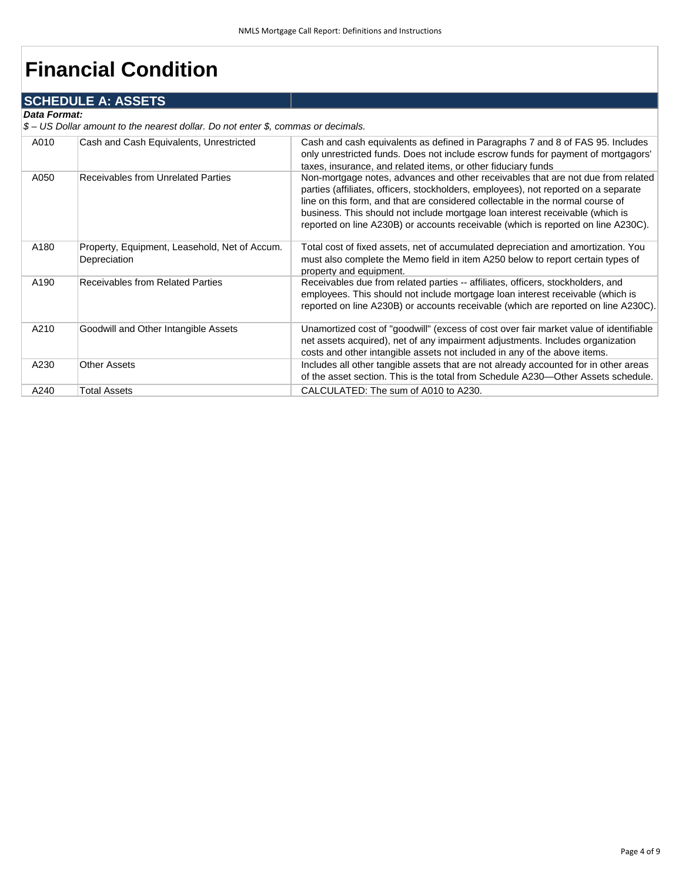# Financial Condition

## SCHEDULE A: ASSETS

***Data Format:***

*$ – US Dollar amount to the nearest dollar. Do not enter $, commas or decimals.*

| | | |
|---|---|---|
| A010 | Cash and Cash Equivalents, Unrestricted | Cash and cash equivalents as defined in Paragraphs 7 and 8 of FAS 95. Includes only unrestricted funds. Does not include escrow funds for payment of mortgagors' taxes, insurance, and related items, or other fiduciary funds |
| A050 | Receivables from Unrelated Parties | Non-mortgage notes, advances and other receivables that are not due from related parties (affiliates, officers, stockholders, employees), not reported on a separate line on this form, and that are considered collectable in the normal course of business. This should not include mortgage loan interest receivable (which is reported on line A230B) or accounts receivable (which is reported on line A230C). |
| A180 | Property, Equipment, Leasehold, Net of Accum. Depreciation | Total cost of fixed assets, net of accumulated depreciation and amortization. You must also complete the Memo field in item A250 below to report certain types of property and equipment. |
| A190 | Receivables from Related Parties | Receivables due from related parties -- affiliates, officers, stockholders, and employees. This should not include mortgage loan interest receivable (which is reported on line A230B) or accounts receivable (which are reported on line A230C). |
| A210 | Goodwill and Other Intangible Assets | Unamortized cost of "goodwill" (excess of cost over fair market value of identifiable net assets acquired), net of any impairment adjustments. Includes organization costs and other intangible assets not included in any of the above items. |
| A230 | Other Assets | Includes all other tangible assets that are not already accounted for in other areas of the asset section. This is the total from Schedule A230—Other Assets schedule. |
| A240 | Total Assets | CALCULATED: The sum of A010 to A230. |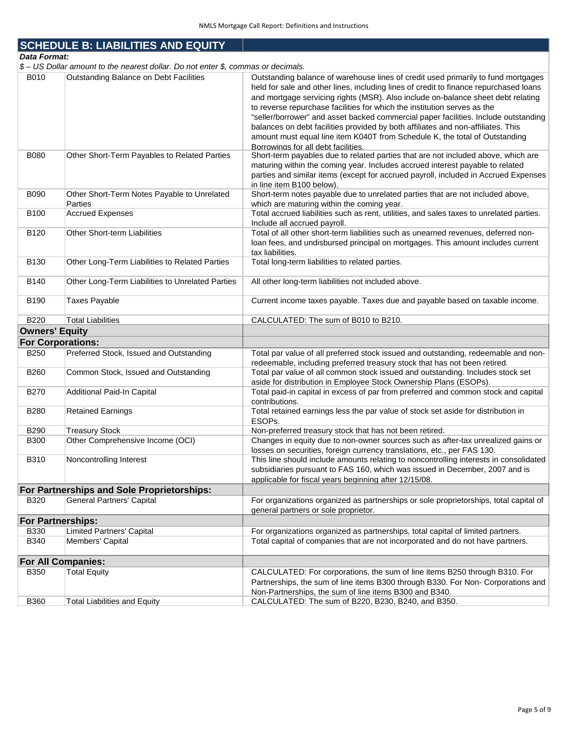## SCHEDULE B: LIABILITIES AND EQUITY

***Data Format:***

*$ – US Dollar amount to the nearest dollar. Do not enter $, commas or decimals.*

| | | |
|---|---|---|
| B010 | Outstanding Balance on Debt Facilities | Outstanding balance of warehouse lines of credit used primarily to fund mortgages held for sale and other lines, including lines of credit to finance repurchased loans and mortgage servicing rights (MSR). Also include on-balance sheet debt relating to reverse repurchase facilities for which the institution serves as the "seller/borrower" and asset backed commercial paper facilities. Include outstanding balances on debt facilities provided by both affiliates and non-affiliates. This amount must equal line item K040T from Schedule K, the total of Outstanding Borrowings for all debt facilities. |
| B080 | Other Short-Term Payables to Related Parties | Short-term payables due to related parties that are not included above, which are maturing within the coming year. Includes accrued interest payable to related parties and similar items (except for accrued payroll, included in Accrued Expenses in line item B100 below). |
| B090 | Other Short-Term Notes Payable to Unrelated Parties | Short-term notes payable due to unrelated parties that are not included above, which are maturing within the coming year. |
| B100 | Accrued Expenses | Total accrued liabilities such as rent, utilities, and sales taxes to unrelated parties. Include all accrued payroll. |
| B120 | Other Short-term Liabilities | Total of all other short-term liabilities such as unearned revenues, deferred non-loan fees, and undisbursed principal on mortgages. This amount includes current tax liabilities. |
| B130 | Other Long-Term Liabilities to Related Parties | Total long-term liabilities to related parties. |
| B140 | Other Long-Term Liabilities to Unrelated Parties | All other long-term liabilities not included above. |
| B190 | Taxes Payable | Current income taxes payable. Taxes due and payable based on taxable income. |
| B220 | Total Liabilities | CALCULATED: The sum of B010 to B210. |
| **Owners' Equity** | | |
| **For Corporations:** | | |
| B250 | Preferred Stock, Issued and Outstanding | Total par value of all preferred stock issued and outstanding, redeemable and non-redeemable, including preferred treasury stock that has not been retired. |
| B260 | Common Stock, Issued and Outstanding | Total par value of all common stock issued and outstanding. Includes stock set aside for distribution in Employee Stock Ownership Plans (ESOPs). |
| B270 | Additional Paid-In Capital | Total paid-in capital in excess of par from preferred and common stock and capital contributions. |
| B280 | Retained Earnings | Total retained earnings less the par value of stock set aside for distribution in ESOPs. |
| B290 | Treasury Stock | Non-preferred treasury stock that has not been retired. |
| B300 | Other Comprehensive Income (OCI) | Changes in equity due to non-owner sources such as after-tax unrealized gains or losses on securities, foreign currency translations, etc., per FAS 130. |
| B310 | Noncontrolling Interest | This line should include amounts relating to noncontrolling interests in consolidated subsidiaries pursuant to FAS 160, which was issued in December, 2007 and is applicable for fiscal years beginning after 12/15/08. |
| **For Partnerships and Sole Proprietorships:** | | |
| B320 | General Partners' Capital | For organizations organized as partnerships or sole proprietorships, total capital of general partners or sole proprietor. |
| **For Partnerships:** | | |
| B330 | Limited Partners' Capital | For organizations organized as partnerships, total capital of limited partners. |
| B340 | Members' Capital | Total capital of companies that are not incorporated and do not have partners. |
| **For All Companies:** | | |
| B350 | Total Equity | CALCULATED: For corporations, the sum of line items B250 through B310. For Partnerships, the sum of line items B300 through B330. For Non- Corporations and Non-Partnerships, the sum of line items B300 and B340. |
| B360 | Total Liabilities and Equity | CALCULATED: The sum of B220, B230, B240, and B350. |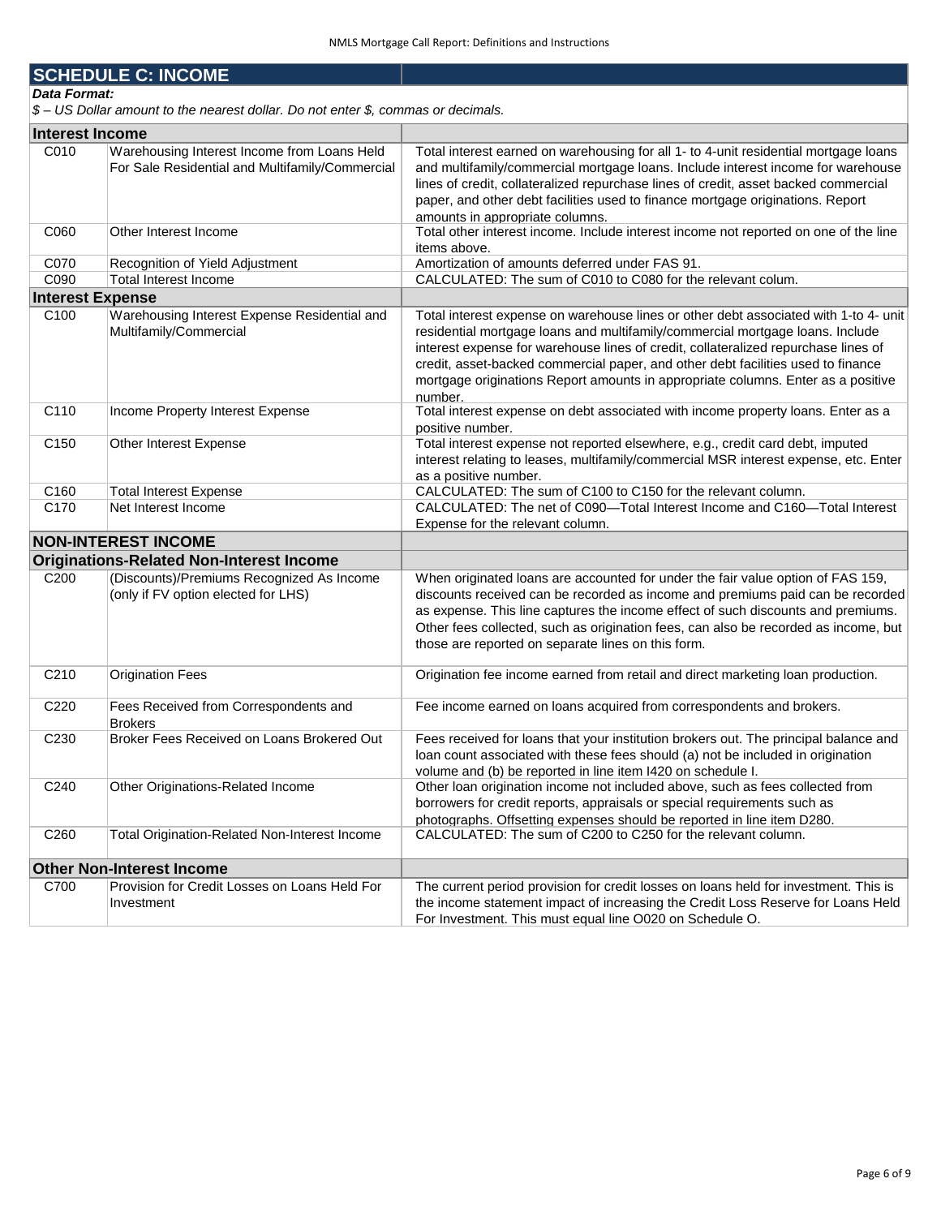## SCHEDULE C: INCOME

***Data Format:***

*$ – US Dollar amount to the nearest dollar. Do not enter $, commas or decimals.*

| Code | Item | Description |
|---|---|---|
| **Interest Income** | | |
| C010 | Warehousing Interest Income from Loans Held For Sale Residential and Multifamily/Commercial | Total interest earned on warehousing for all 1- to 4-unit residential mortgage loans and multifamily/commercial mortgage loans. Include interest income for warehouse lines of credit, collateralized repurchase lines of credit, asset backed commercial paper, and other debt facilities used to finance mortgage originations. Report amounts in appropriate columns. |
| C060 | Other Interest Income | Total other interest income. Include interest income not reported on one of the line items above. |
| C070 | Recognition of Yield Adjustment | Amortization of amounts deferred under FAS 91. |
| C090 | Total Interest Income | CALCULATED: The sum of C010 to C080 for the relevant colum. |
| **Interest Expense** | | |
| C100 | Warehousing Interest Expense Residential and Multifamily/Commercial | Total interest expense on warehouse lines or other debt associated with 1-to 4- unit residential mortgage loans and multifamily/commercial mortgage loans. Include interest expense for warehouse lines of credit, collateralized repurchase lines of credit, asset-backed commercial paper, and other debt facilities used to finance mortgage originations Report amounts in appropriate columns. Enter as a positive number. |
| C110 | Income Property Interest Expense | Total interest expense on debt associated with income property loans. Enter as a positive number. |
| C150 | Other Interest Expense | Total interest expense not reported elsewhere, e.g., credit card debt, imputed interest relating to leases, multifamily/commercial MSR interest expense, etc. Enter as a positive number. |
| C160 | Total Interest Expense | CALCULATED: The sum of C100 to C150 for the relevant column. |
| C170 | Net Interest Income | CALCULATED: The net of C090—Total Interest Income and C160—Total Interest Expense for the relevant column. |
| **NON-INTEREST INCOME** | | |
| **Originations-Related Non-Interest Income** | | |
| C200 | (Discounts)/Premiums Recognized As Income (only if FV option elected for LHS) | When originated loans are accounted for under the fair value option of FAS 159, discounts received can be recorded as income and premiums paid can be recorded as expense. This line captures the income effect of such discounts and premiums. Other fees collected, such as origination fees, can also be recorded as income, but those are reported on separate lines on this form. |
| C210 | Origination Fees | Origination fee income earned from retail and direct marketing loan production. |
| C220 | Fees Received from Correspondents and Brokers | Fee income earned on loans acquired from correspondents and brokers. |
| C230 | Broker Fees Received on Loans Brokered Out | Fees received for loans that your institution brokers out. The principal balance and loan count associated with these fees should (a) not be included in origination volume and (b) be reported in line item I420 on schedule I. |
| C240 | Other Originations-Related Income | Other loan origination income not included above, such as fees collected from borrowers for credit reports, appraisals or special requirements such as photographs. Offsetting expenses should be reported in line item D280. |
| C260 | Total Origination-Related Non-Interest Income | CALCULATED: The sum of C200 to C250 for the relevant column. |
| **Other Non-Interest Income** | | |
| C700 | Provision for Credit Losses on Loans Held For Investment | The current period provision for credit losses on loans held for investment. This is the income statement impact of increasing the Credit Loss Reserve for Loans Held For Investment. This must equal line O020 on Schedule O. |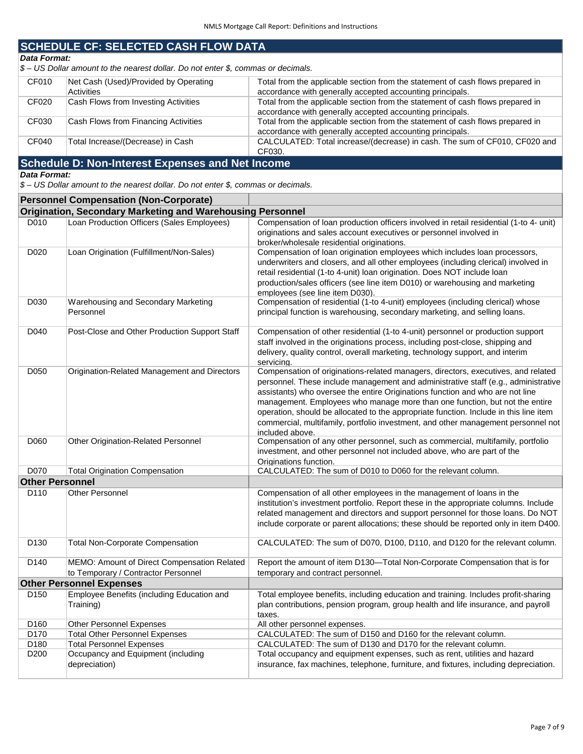## SCHEDULE CF: SELECTED CASH FLOW DATA

***Data Format:***

*$ – US Dollar amount to the nearest dollar. Do not enter $, commas or decimals.*

| | | |
|---|---|---|
| CF010 | Net Cash (Used)/Provided by Operating Activities | Total from the applicable section from the statement of cash flows prepared in accordance with generally accepted accounting principals. |
| CF020 | Cash Flows from Investing Activities | Total from the applicable section from the statement of cash flows prepared in accordance with generally accepted accounting principals. |
| CF030 | Cash Flows from Financing Activities | Total from the applicable section from the statement of cash flows prepared in accordance with generally accepted accounting principals. |
| CF040 | Total Increase/(Decrease) in Cash | CALCULATED: Total increase/(decrease) in cash. The sum of CF010, CF020 and CF030. |

## Schedule D: Non-Interest Expenses and Net Income

***Data Format:***

*$ – US Dollar amount to the nearest dollar. Do not enter $, commas or decimals.*

| | | |
|---|---|---|
| **Personnel Compensation (Non-Corporate)** | | |
| **Origination, Secondary Marketing and Warehousing Personnel** | | |
| D010 | Loan Production Officers (Sales Employees) | Compensation of loan production officers involved in retail residential (1-to 4- unit) originations and sales account executives or personnel involved in broker/wholesale residential originations. |
| D020 | Loan Origination (Fulfillment/Non-Sales) | Compensation of loan origination employees which includes loan processors, underwriters and closers, and all other employees (including clerical) involved in retail residential (1-to 4-unit) loan origination. Does NOT include loan production/sales officers (see line item D010) or warehousing and marketing employees (see line item D030). |
| D030 | Warehousing and Secondary Marketing Personnel | Compensation of residential (1-to 4-unit) employees (including clerical) whose principal function is warehousing, secondary marketing, and selling loans. |
| D040 | Post-Close and Other Production Support Staff | Compensation of other residential (1-to 4-unit) personnel or production support staff involved in the originations process, including post-close, shipping and delivery, quality control, overall marketing, technology support, and interim servicing. |
| D050 | Origination-Related Management and Directors | Compensation of originations-related managers, directors, executives, and related personnel. These include management and administrative staff (e.g., administrative assistants) who oversee the entire Originations function and who are not line management. Employees who manage more than one function, but not the entire operation, should be allocated to the appropriate function. Include in this line item commercial, multifamily, portfolio investment, and other management personnel not included above. |
| D060 | Other Origination-Related Personnel | Compensation of any other personnel, such as commercial, multifamily, portfolio investment, and other personnel not included above, who are part of the Originations function. |
| D070 | Total Origination Compensation | CALCULATED: The sum of D010 to D060 for the relevant column. |
| **Other Personnel** | | |
| D110 | Other Personnel | Compensation of all other employees in the management of loans in the institution's investment portfolio. Report these in the appropriate columns. Include related management and directors and support personnel for those loans. Do NOT include corporate or parent allocations; these should be reported only in item D400. |
| D130 | Total Non-Corporate Compensation | CALCULATED: The sum of D070, D100, D110, and D120 for the relevant column. |
| D140 | MEMO: Amount of Direct Compensation Related to Temporary / Contractor Personnel | Report the amount of item D130—Total Non-Corporate Compensation that is for temporary and contract personnel. |
| **Other Personnel Expenses** | | |
| D150 | Employee Benefits (including Education and Training) | Total employee benefits, including education and training. Includes profit-sharing plan contributions, pension program, group health and life insurance, and payroll taxes. |
| D160 | Other Personnel Expenses | All other personnel expenses. |
| D170 | Total Other Personnel Expenses | CALCULATED: The sum of D150 and D160 for the relevant column. |
| D180 | Total Personnel Expenses | CALCULATED: The sum of D130 and D170 for the relevant column. |
| D200 | Occupancy and Equipment (including depreciation) | Total occupancy and equipment expenses, such as rent, utilities and hazard insurance, fax machines, telephone, furniture, and fixtures, including depreciation. |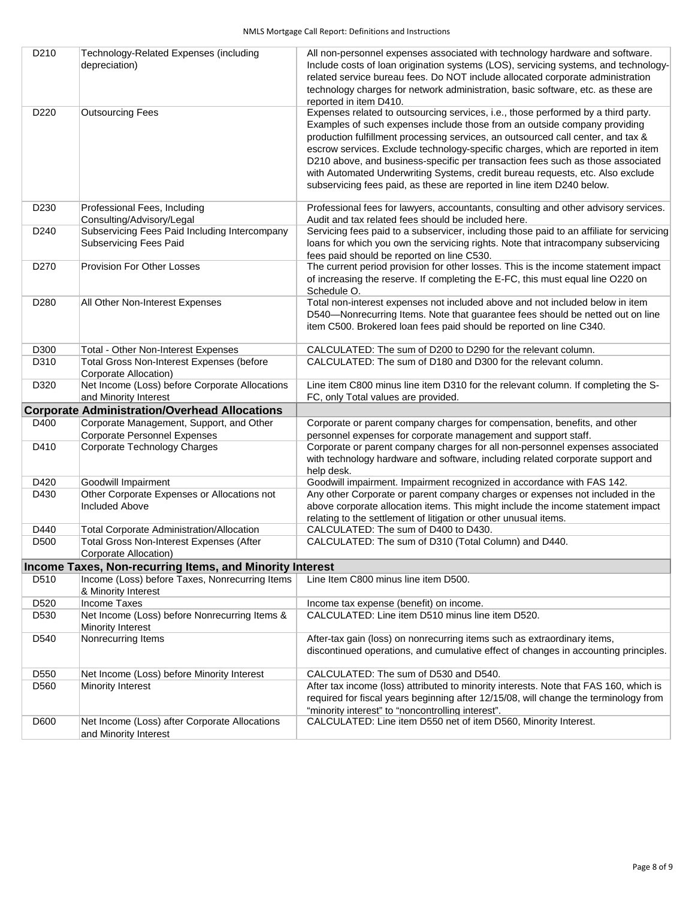| | | |
|---|---|---|
| D210 | Technology-Related Expenses (including depreciation) | All non-personnel expenses associated with technology hardware and software. Include costs of loan origination systems (LOS), servicing systems, and technology-related service bureau fees. Do NOT include allocated corporate administration technology charges for network administration, basic software, etc. as these are reported in item D410. |
| D220 | Outsourcing Fees | Expenses related to outsourcing services, i.e., those performed by a third party. Examples of such expenses include those from an outside company providing production fulfillment processing services, an outsourced call center, and tax & escrow services. Exclude technology-specific charges, which are reported in item D210 above, and business-specific per transaction fees such as those associated with Automated Underwriting Systems, credit bureau requests, etc. Also exclude subservicing fees paid, as these are reported in line item D240 below. |
| D230 | Professional Fees, Including Consulting/Advisory/Legal | Professional fees for lawyers, accountants, consulting and other advisory services. Audit and tax related fees should be included here. |
| D240 | Subservicing Fees Paid Including Intercompany Subservicing Fees Paid | Servicing fees paid to a subservicer, including those paid to an affiliate for servicing loans for which you own the servicing rights. Note that intracompany subservicing fees paid should be reported on line C530. |
| D270 | Provision For Other Losses | The current period provision for other losses. This is the income statement impact of increasing the reserve. If completing the E-FC, this must equal line O220 on Schedule O. |
| D280 | All Other Non-Interest Expenses | Total non-interest expenses not included above and not included below in item D540—Nonrecurring Items. Note that guarantee fees should be netted out on line item C500. Brokered loan fees paid should be reported on line C340. |
| D300 | Total - Other Non-Interest Expenses | CALCULATED: The sum of D200 to D290 for the relevant column. |
| D310 | Total Gross Non-Interest Expenses (before Corporate Allocation) | CALCULATED: The sum of D180 and D300 for the relevant column. |
| D320 | Net Income (Loss) before Corporate Allocations and Minority Interest | Line item C800 minus line item D310 for the relevant column. If completing the S-FC, only Total values are provided. |
| **Corporate Administration/Overhead Allocations** | | |
| D400 | Corporate Management, Support, and Other Corporate Personnel Expenses | Corporate or parent company charges for compensation, benefits, and other personnel expenses for corporate management and support staff. |
| D410 | Corporate Technology Charges | Corporate or parent company charges for all non-personnel expenses associated with technology hardware and software, including related corporate support and help desk. |
| D420 | Goodwill Impairment | Goodwill impairment. Impairment recognized in accordance with FAS 142. |
| D430 | Other Corporate Expenses or Allocations not Included Above | Any other Corporate or parent company charges or expenses not included in the above corporate allocation items. This might include the income statement impact relating to the settlement of litigation or other unusual items. |
| D440 | Total Corporate Administration/Allocation | CALCULATED: The sum of D400 to D430. |
| D500 | Total Gross Non-Interest Expenses (After Corporate Allocation) | CALCULATED: The sum of D310 (Total Column) and D440. |
| **Income Taxes, Non-recurring Items, and Minority Interest** | | |
| D510 | Income (Loss) before Taxes, Nonrecurring Items & Minority Interest | Line Item C800 minus line item D500. |
| D520 | Income Taxes | Income tax expense (benefit) on income. |
| D530 | Net Income (Loss) before Nonrecurring Items & Minority Interest | CALCULATED: Line item D510 minus line item D520. |
| D540 | Nonrecurring Items | After-tax gain (loss) on nonrecurring items such as extraordinary items, discontinued operations, and cumulative effect of changes in accounting principles. |
| D550 | Net Income (Loss) before Minority Interest | CALCULATED: The sum of D530 and D540. |
| D560 | Minority Interest | After tax income (loss) attributed to minority interests. Note that FAS 160, which is required for fiscal years beginning after 12/15/08, will change the terminology from "minority interest" to "noncontrolling interest". |
| D600 | Net Income (Loss) after Corporate Allocations and Minority Interest | CALCULATED: Line item D550 net of item D560, Minority Interest. |